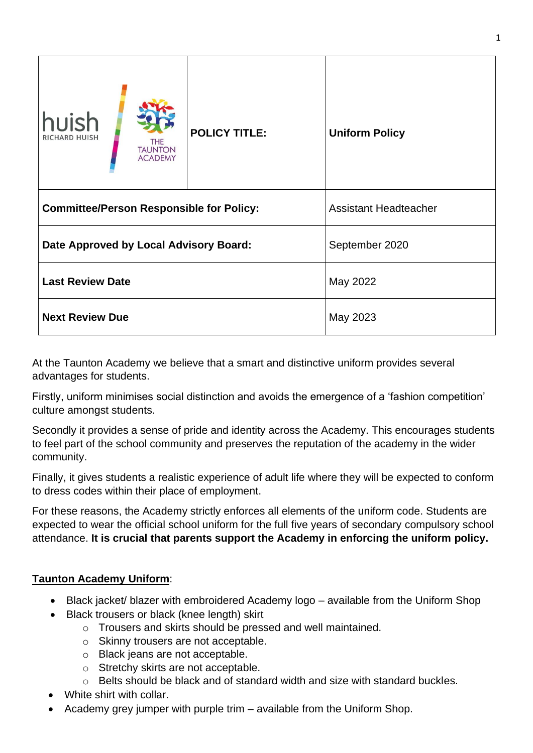| huish RICHARD HUISH / THE TAUNTON ACADEMY | **POLICY TITLE:** | **Uniform Policy** |
|---|---|---|
| **Committee/Person Responsible for Policy:** | | Assistant Headteacher |
| **Date Approved by Local Advisory Board:** | | September 2020 |
| **Last Review Date** | | May 2022 |
| **Next Review Due** | | May 2023 |

At the Taunton Academy we believe that a smart and distinctive uniform provides several advantages for students.

Firstly, uniform minimises social distinction and avoids the emergence of a 'fashion competition' culture amongst students.

Secondly it provides a sense of pride and identity across the Academy. This encourages students to feel part of the school community and preserves the reputation of the academy in the wider community.

Finally, it gives students a realistic experience of adult life where they will be expected to conform to dress codes within their place of employment.

For these reasons, the Academy strictly enforces all elements of the uniform code. Students are expected to wear the official school uniform for the full five years of secondary compulsory school attendance. **It is crucial that parents support the Academy in enforcing the uniform policy.**

**<u>Taunton Academy Uniform</u>**:

- Black jacket/ blazer with embroidered Academy logo – available from the Uniform Shop
- Black trousers or black (knee length) skirt
  - Trousers and skirts should be pressed and well maintained.
  - Skinny trousers are not acceptable.
  - Black jeans are not acceptable.
  - Stretchy skirts are not acceptable.
  - Belts should be black and of standard width and size with standard buckles.
- White shirt with collar.
- Academy grey jumper with purple trim – available from the Uniform Shop.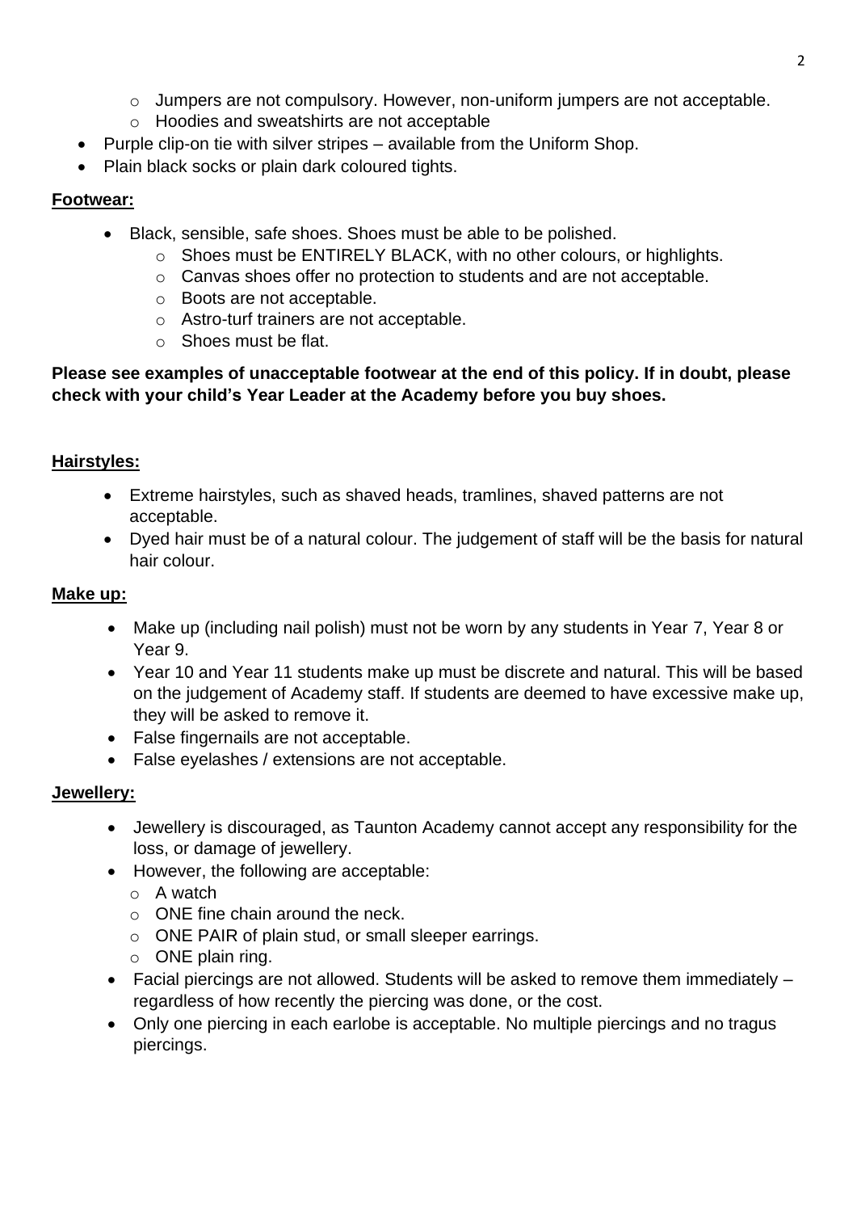- Jumpers are not compulsory. However, non-uniform jumpers are not acceptable.
  - Hoodies and sweatshirts are not acceptable
- Purple clip-on tie with silver stripes – available from the Uniform Shop.
- Plain black socks or plain dark coloured tights.

**Footwear:**

- Black, sensible, safe shoes. Shoes must be able to be polished.
  - Shoes must be ENTIRELY BLACK, with no other colours, or highlights.
  - Canvas shoes offer no protection to students and are not acceptable.
  - Boots are not acceptable.
  - Astro-turf trainers are not acceptable.
  - Shoes must be flat.

**Please see examples of unacceptable footwear at the end of this policy. If in doubt, please check with your child's Year Leader at the Academy before you buy shoes.**

**Hairstyles:**

- Extreme hairstyles, such as shaved heads, tramlines, shaved patterns are not acceptable.
- Dyed hair must be of a natural colour. The judgement of staff will be the basis for natural hair colour.

**Make up:**

- Make up (including nail polish) must not be worn by any students in Year 7, Year 8 or Year 9.
- Year 10 and Year 11 students make up must be discrete and natural. This will be based on the judgement of Academy staff. If students are deemed to have excessive make up, they will be asked to remove it.
- False fingernails are not acceptable.
- False eyelashes / extensions are not acceptable.

**Jewellery:**

- Jewellery is discouraged, as Taunton Academy cannot accept any responsibility for the loss, or damage of jewellery.
- However, the following are acceptable:
  - A watch
  - ONE fine chain around the neck.
  - ONE PAIR of plain stud, or small sleeper earrings.
  - ONE plain ring.
- Facial piercings are not allowed. Students will be asked to remove them immediately – regardless of how recently the piercing was done, or the cost.
- Only one piercing in each earlobe is acceptable. No multiple piercings and no tragus piercings.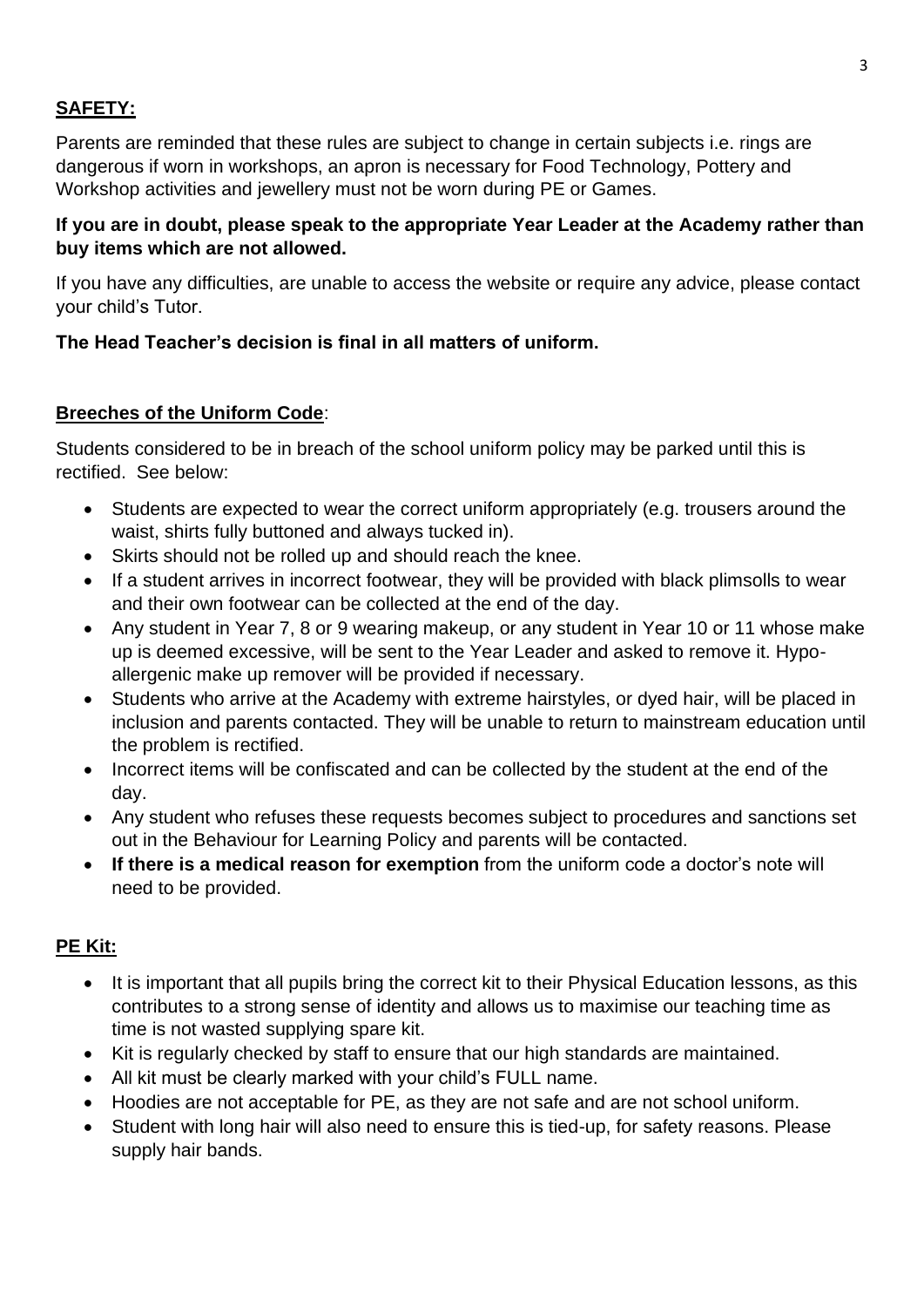## SAFETY:

Parents are reminded that these rules are subject to change in certain subjects i.e. rings are dangerous if worn in workshops, an apron is necessary for Food Technology, Pottery and Workshop activities and jewellery must not be worn during PE or Games.

**If you are in doubt, please speak to the appropriate Year Leader at the Academy rather than buy items which are not allowed.**

If you have any difficulties, are unable to access the website or require any advice, please contact your child's Tutor.

**The Head Teacher's decision is final in all matters of uniform.**

## Breeches of the Uniform Code:

Students considered to be in breach of the school uniform policy may be parked until this is rectified. See below:

- Students are expected to wear the correct uniform appropriately (e.g. trousers around the waist, shirts fully buttoned and always tucked in).
- Skirts should not be rolled up and should reach the knee.
- If a student arrives in incorrect footwear, they will be provided with black plimsolls to wear and their own footwear can be collected at the end of the day.
- Any student in Year 7, 8 or 9 wearing makeup, or any student in Year 10 or 11 whose make up is deemed excessive, will be sent to the Year Leader and asked to remove it. Hypo-allergenic make up remover will be provided if necessary.
- Students who arrive at the Academy with extreme hairstyles, or dyed hair, will be placed in inclusion and parents contacted. They will be unable to return to mainstream education until the problem is rectified.
- Incorrect items will be confiscated and can be collected by the student at the end of the day.
- Any student who refuses these requests becomes subject to procedures and sanctions set out in the Behaviour for Learning Policy and parents will be contacted.
- **If there is a medical reason for exemption** from the uniform code a doctor's note will need to be provided.

## PE Kit:

- It is important that all pupils bring the correct kit to their Physical Education lessons, as this contributes to a strong sense of identity and allows us to maximise our teaching time as time is not wasted supplying spare kit.
- Kit is regularly checked by staff to ensure that our high standards are maintained.
- All kit must be clearly marked with your child's FULL name.
- Hoodies are not acceptable for PE, as they are not safe and are not school uniform.
- Student with long hair will also need to ensure this is tied-up, for safety reasons. Please supply hair bands.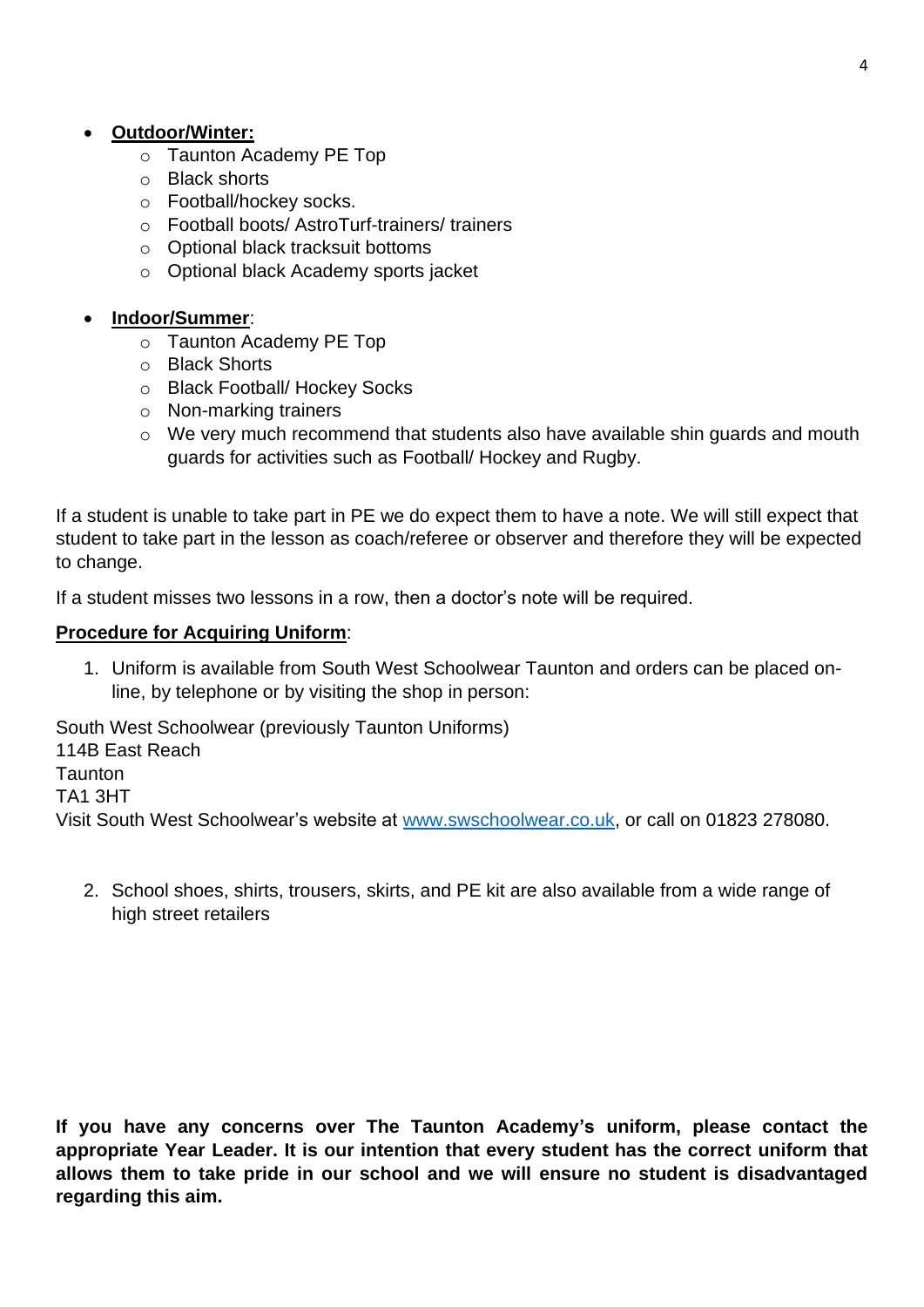- **Outdoor/Winter:**
  - Taunton Academy PE Top
  - Black shorts
  - Football/hockey socks.
  - Football boots/ AstroTurf-trainers/ trainers
  - Optional black tracksuit bottoms
  - Optional black Academy sports jacket

- **Indoor/Summer**:
  - Taunton Academy PE Top
  - Black Shorts
  - Black Football/ Hockey Socks
  - Non-marking trainers
  - We very much recommend that students also have available shin guards and mouth guards for activities such as Football/ Hockey and Rugby.

If a student is unable to take part in PE we do expect them to have a note. We will still expect that student to take part in the lesson as coach/referee or observer and therefore they will be expected to change.

If a student misses two lessons in a row, then a doctor's note will be required.

**Procedure for Acquiring Uniform**:

1. Uniform is available from South West Schoolwear Taunton and orders can be placed on-line, by telephone or by visiting the shop in person:

South West Schoolwear (previously Taunton Uniforms)
114B East Reach
Taunton
TA1 3HT
Visit South West Schoolwear's website at [www.swschoolwear.co.uk](http://www.swschoolwear.co.uk), or call on 01823 278080.

2. School shoes, shirts, trousers, skirts, and PE kit are also available from a wide range of high street retailers

**If you have any concerns over The Taunton Academy's uniform, please contact the appropriate Year Leader. It is our intention that every student has the correct uniform that allows them to take pride in our school and we will ensure no student is disadvantaged regarding this aim.**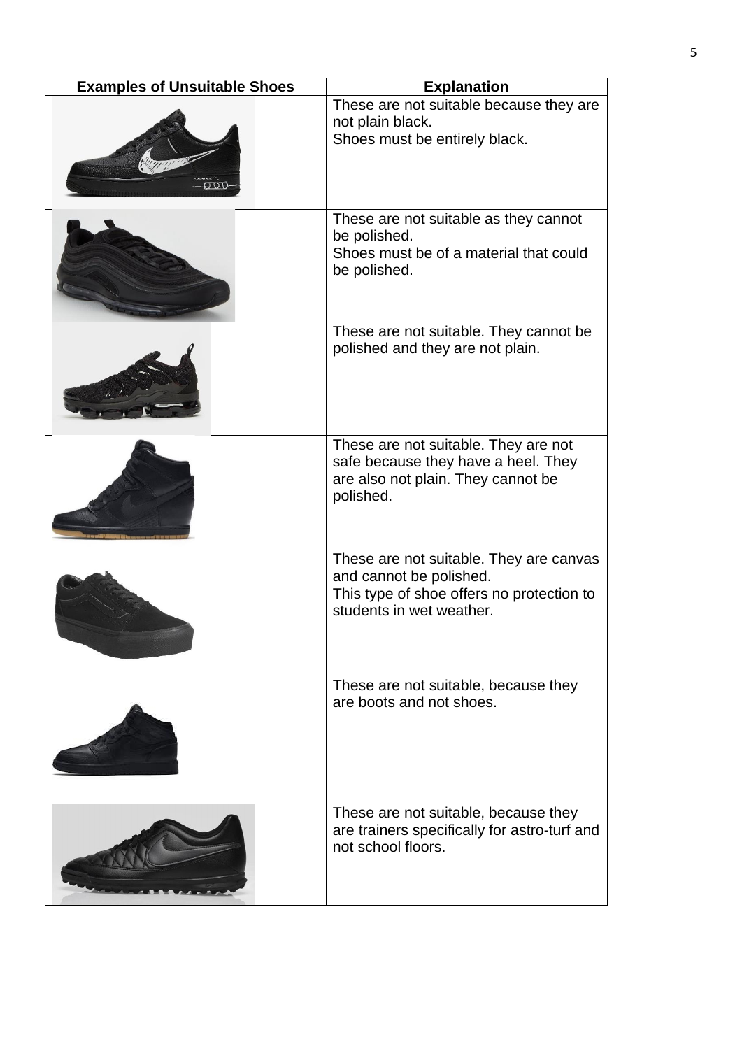| Examples of Unsuitable Shoes | Explanation |
| --- | --- |
| | These are not suitable because they are not plain black.<br>Shoes must be entirely black. |
| | These are not suitable as they cannot be polished.<br>Shoes must be of a material that could be polished. |
| | These are not suitable. They cannot be polished and they are not plain. |
| | These are not suitable. They are not safe because they have a heel. They are also not plain. They cannot be polished. |
| | These are not suitable. They are canvas and cannot be polished.<br>This type of shoe offers no protection to students in wet weather. |
| | These are not suitable, because they are boots and not shoes. |
| | These are not suitable, because they are trainers specifically for astro-turf and not school floors. |